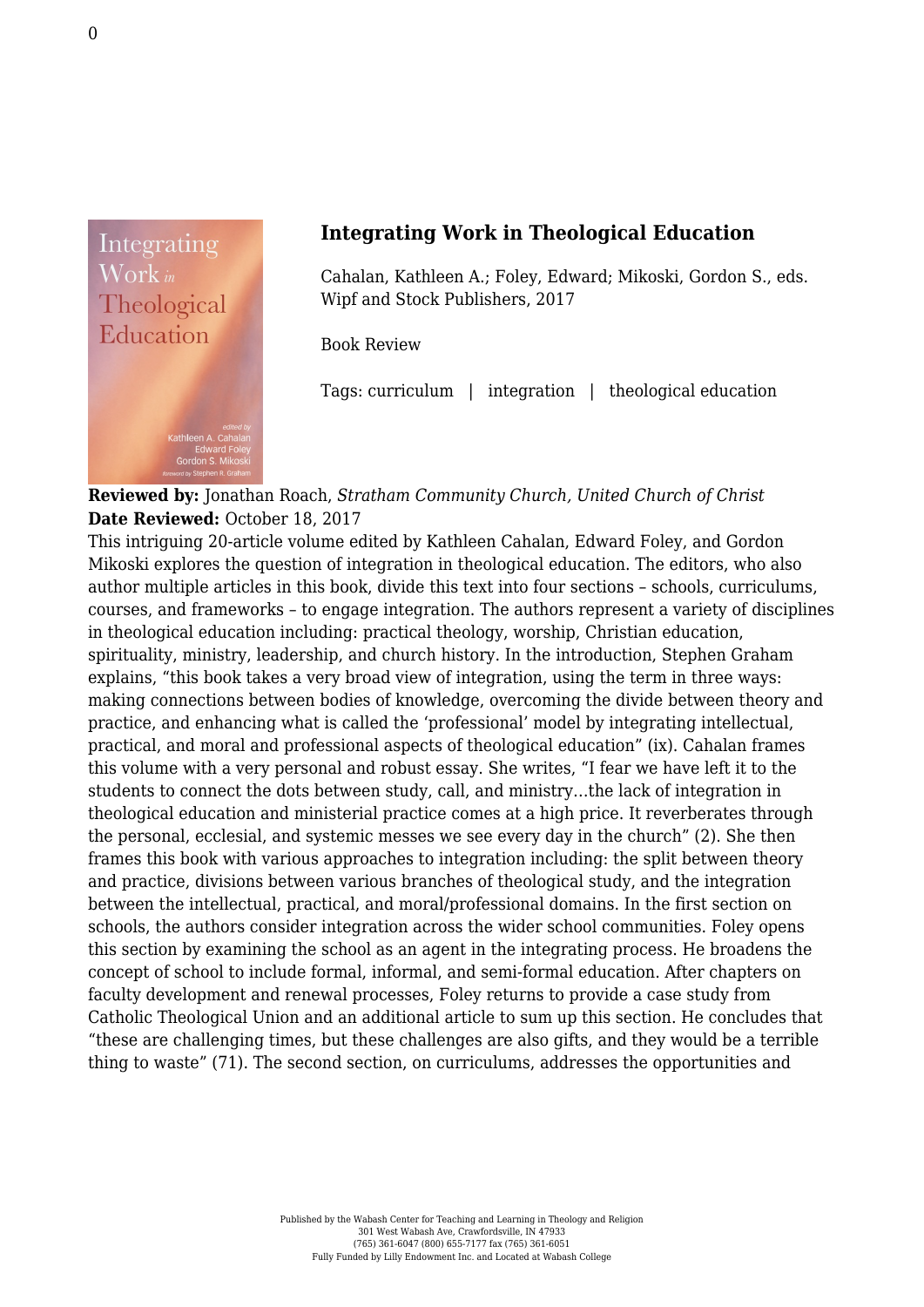## Integrating Work in Theological Education

Cahalan, Kathleen A.; Foley, Edward; Mikoski, Gordon S., eds.
Wipf and Stock Publishers, 2017

Book Review

Tags: curriculum | integration | theological education

**Reviewed by:** Jonathan Roach, *Stratham Community Church, United Church of Christ*
**Date Reviewed:** October 18, 2017

This intriguing 20-article volume edited by Kathleen Cahalan, Edward Foley, and Gordon Mikoski explores the question of integration in theological education. The editors, who also author multiple articles in this book, divide this text into four sections – schools, curriculums, courses, and frameworks – to engage integration. The authors represent a variety of disciplines in theological education including: practical theology, worship, Christian education, spirituality, ministry, leadership, and church history. In the introduction, Stephen Graham explains, "this book takes a very broad view of integration, using the term in three ways: making connections between bodies of knowledge, overcoming the divide between theory and practice, and enhancing what is called the 'professional' model by integrating intellectual, practical, and moral and professional aspects of theological education" (ix). Cahalan frames this volume with a very personal and robust essay. She writes, "I fear we have left it to the students to connect the dots between study, call, and ministry…the lack of integration in theological education and ministerial practice comes at a high price. It reverberates through the personal, ecclesial, and systemic messes we see every day in the church" (2). She then frames this book with various approaches to integration including: the split between theory and practice, divisions between various branches of theological study, and the integration between the intellectual, practical, and moral/professional domains. In the first section on schools, the authors consider integration across the wider school communities. Foley opens this section by examining the school as an agent in the integrating process. He broadens the concept of school to include formal, informal, and semi-formal education. After chapters on faculty development and renewal processes, Foley returns to provide a case study from Catholic Theological Union and an additional article to sum up this section. He concludes that "these are challenging times, but these challenges are also gifts, and they would be a terrible thing to waste" (71). The second section, on curriculums, addresses the opportunities and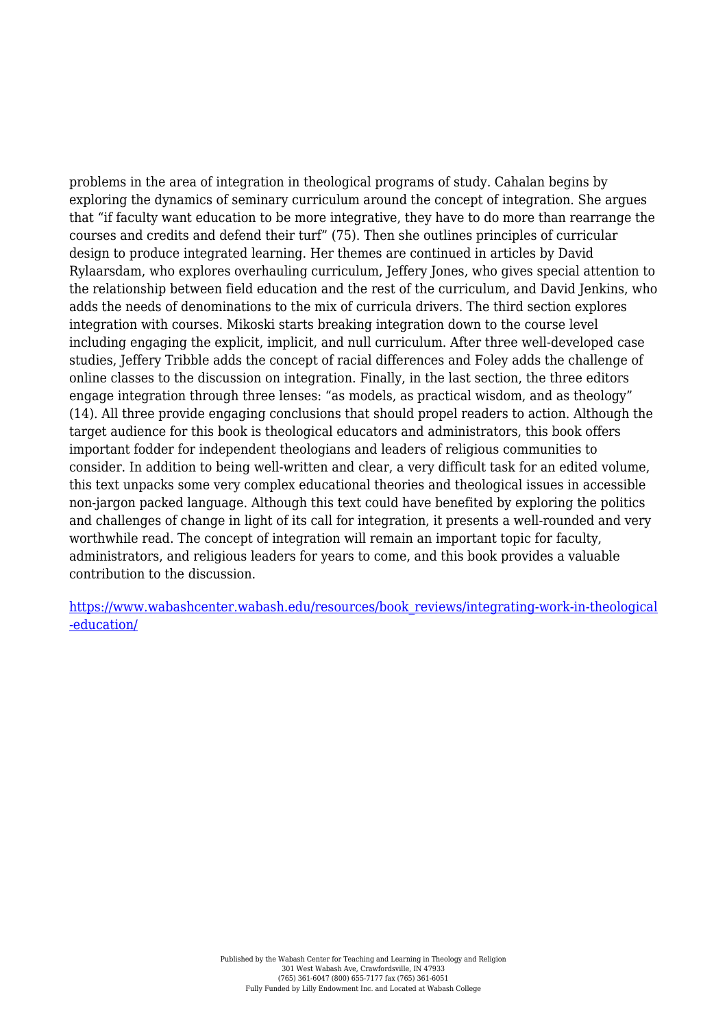problems in the area of integration in theological programs of study. Cahalan begins by exploring the dynamics of seminary curriculum around the concept of integration. She argues that "if faculty want education to be more integrative, they have to do more than rearrange the courses and credits and defend their turf" (75). Then she outlines principles of curricular design to produce integrated learning. Her themes are continued in articles by David Rylaarsdam, who explores overhauling curriculum, Jeffery Jones, who gives special attention to the relationship between field education and the rest of the curriculum, and David Jenkins, who adds the needs of denominations to the mix of curricula drivers. The third section explores integration with courses. Mikoski starts breaking integration down to the course level including engaging the explicit, implicit, and null curriculum. After three well-developed case studies, Jeffery Tribble adds the concept of racial differences and Foley adds the challenge of online classes to the discussion on integration. Finally, in the last section, the three editors engage integration through three lenses: "as models, as practical wisdom, and as theology" (14). All three provide engaging conclusions that should propel readers to action. Although the target audience for this book is theological educators and administrators, this book offers important fodder for independent theologians and leaders of religious communities to consider. In addition to being well-written and clear, a very difficult task for an edited volume, this text unpacks some very complex educational theories and theological issues in accessible non-jargon packed language. Although this text could have benefited by exploring the politics and challenges of change in light of its call for integration, it presents a well-rounded and very worthwhile read. The concept of integration will remain an important topic for faculty, administrators, and religious leaders for years to come, and this book provides a valuable contribution to the discussion.

[https://www.wabashcenter.wabash.edu/resources/book_reviews/integrating-work-in-theological-education/](https://www.wabashcenter.wabash.edu/resources/book_reviews/integrating-work-in-theological-education/)

Published by the Wabash Center for Teaching and Learning in Theology and Religion
301 West Wabash Ave, Crawfordsville, IN 47933
(765) 361-6047 (800) 655-7177 fax (765) 361-6051
Fully Funded by Lilly Endowment Inc. and Located at Wabash College